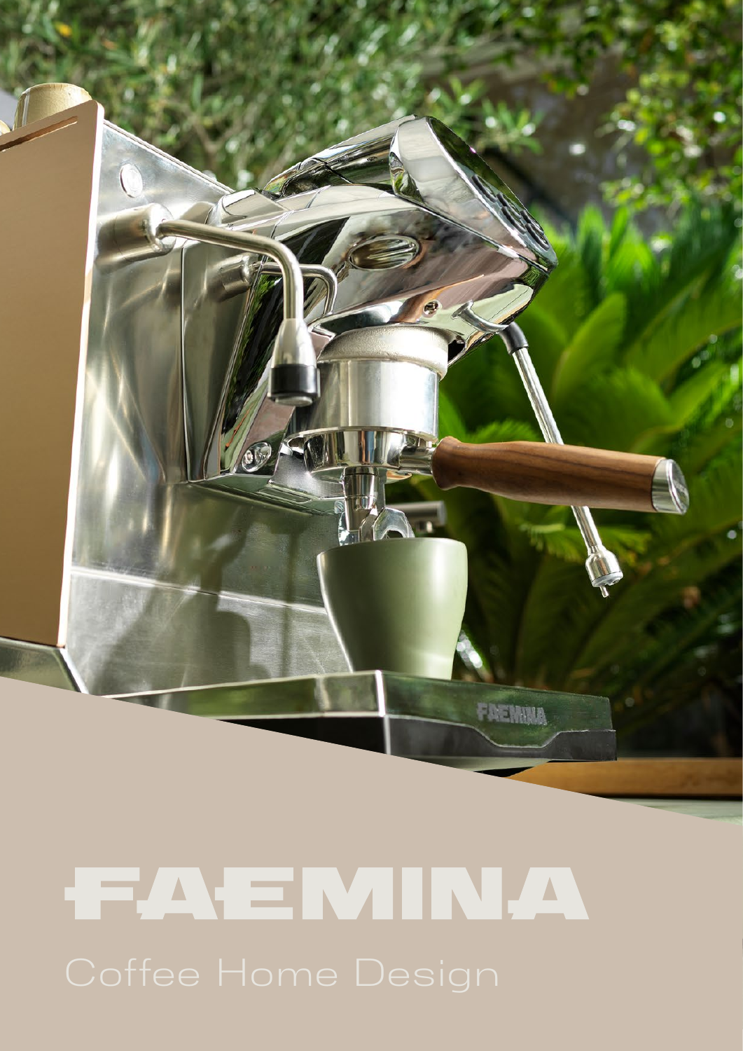# FAEMINA

Coffee Home Design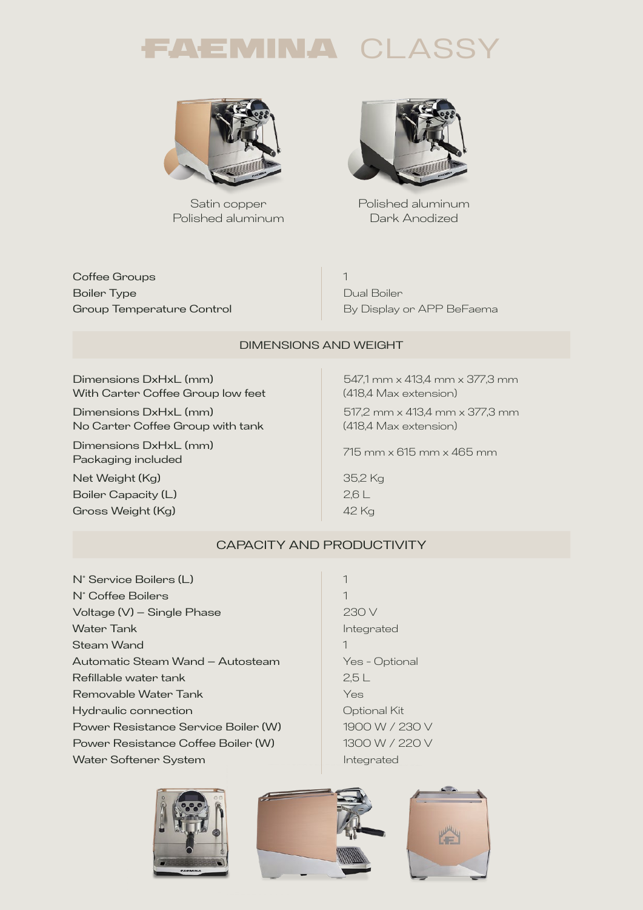# FAEMINA CLASSY

Satin copper
Polished aluminum

Polished aluminum
Dark Anodized

| | |
|---|---|
| Coffee Groups | 1 |
| Boiler Type | Dual Boiler |
| Group Temperature Control | By Display or APP BeFaema |

## DIMENSIONS AND WEIGHT

| | |
|---|---|
| Dimensions DxHxL (mm) With Carter Coffee Group low feet | 547,1 mm x 413,4 mm x 377,3 mm (418,4 Max extension) |
| Dimensions DxHxL (mm) No Carter Coffee Group with tank | 517,2 mm x 413,4 mm x 377,3 mm (418,4 Max extension) |
| Dimensions DxHxL (mm) Packaging included | 715 mm x 615 mm x 465 mm |
| Net Weight (Kg) | 35,2 Kg |
| Boiler Capacity (L) | 2,6 L |
| Gross Weight (Kg) | 42 Kg |

## CAPACITY AND PRODUCTIVITY

| | |
|---|---|
| N° Service Boilers (L) | 1 |
| N° Coffee Boilers | 1 |
| Voltage (V) – Single Phase | 230 V |
| Water Tank | Integrated |
| Steam Wand | 1 |
| Automatic Steam Wand – Autosteam | Yes - Optional |
| Refillable water tank | 2,5 L |
| Removable Water Tank | Yes |
| Hydraulic connection | Optional Kit |
| Power Resistance Service Boiler (W) | 1900 W / 230 V |
| Power Resistance Coffee Boiler (W) | 1300 W / 220 V |
| Water Softener System | Integrated |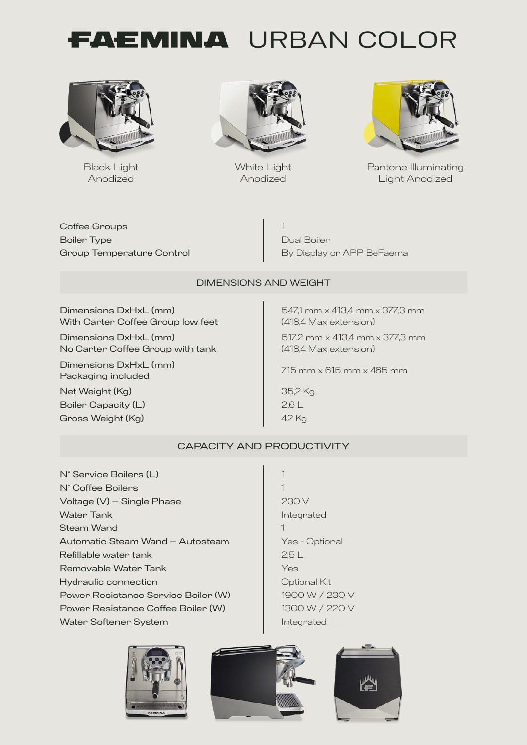# FAEMINA URBAN COLOR

Black Light Anodized

White Light Anodized

Pantone Illuminating Light Anodized

| | |
|---|---|
| Coffee Groups | 1 |
| Boiler Type | Dual Boiler |
| Group Temperature Control | By Display or APP BeFaema |

## DIMENSIONS AND WEIGHT

| | |
|---|---|
| Dimensions DxHxL (mm) With Carter Coffee Group low feet | 547,1 mm x 413,4 mm x 377,3 mm (418,4 Max extension) |
| Dimensions DxHxL (mm) No Carter Coffee Group with tank | 517,2 mm x 413,4 mm x 377,3 mm (418,4 Max extension) |
| Dimensions DxHxL (mm) Packaging included | 715 mm x 615 mm x 465 mm |
| Net Weight (Kg) | 35,2 Kg |
| Boiler Capacity (L) | 2,6 L |
| Gross Weight (Kg) | 42 Kg |

## CAPACITY AND PRODUCTIVITY

| | |
|---|---|
| N° Service Boilers (L) | 1 |
| N° Coffee Boilers | 1 |
| Voltage (V) – Single Phase | 230 V |
| Water Tank | Integrated |
| Steam Wand | 1 |
| Automatic Steam Wand – Autosteam | Yes - Optional |
| Refillable water tank | 2,5 L |
| Removable Water Tank | Yes |
| Hydraulic connection | Optional Kit |
| Power Resistance Service Boiler (W) | 1900 W / 230 V |
| Power Resistance Coffee Boiler (W) | 1300 W / 220 V |
| Water Softener System | Integrated |